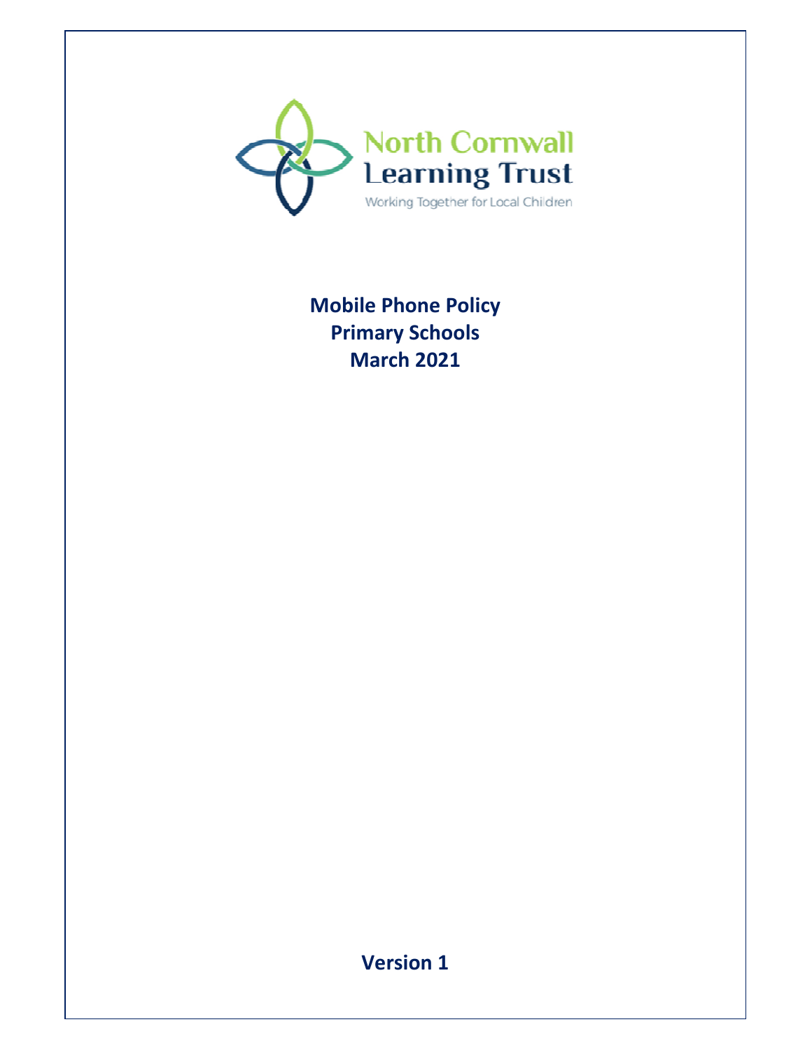North Cornwall Learning Trust

Working Together for Local Children

# Mobile Phone Policy
# Primary Schools
# March 2021

**Version 1**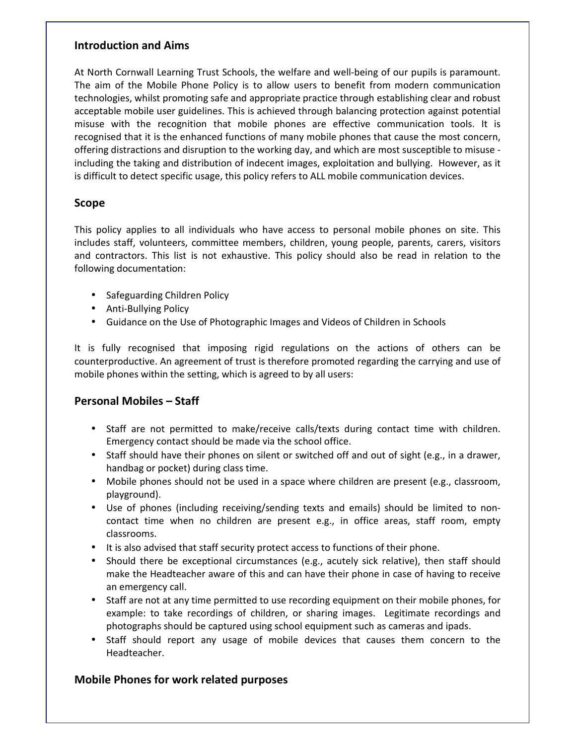## Introduction and Aims

At North Cornwall Learning Trust Schools, the welfare and well-being of our pupils is paramount. The aim of the Mobile Phone Policy is to allow users to benefit from modern communication technologies, whilst promoting safe and appropriate practice through establishing clear and robust acceptable mobile user guidelines. This is achieved through balancing protection against potential misuse with the recognition that mobile phones are effective communication tools. It is recognised that it is the enhanced functions of many mobile phones that cause the most concern, offering distractions and disruption to the working day, and which are most susceptible to misuse - including the taking and distribution of indecent images, exploitation and bullying. However, as it is difficult to detect specific usage, this policy refers to ALL mobile communication devices.

## Scope

This policy applies to all individuals who have access to personal mobile phones on site. This includes staff, volunteers, committee members, children, young people, parents, carers, visitors and contractors. This list is not exhaustive. This policy should also be read in relation to the following documentation:

- Safeguarding Children Policy
- Anti-Bullying Policy
- Guidance on the Use of Photographic Images and Videos of Children in Schools

It is fully recognised that imposing rigid regulations on the actions of others can be counterproductive. An agreement of trust is therefore promoted regarding the carrying and use of mobile phones within the setting, which is agreed to by all users:

## Personal Mobiles – Staff

- Staff are not permitted to make/receive calls/texts during contact time with children. Emergency contact should be made via the school office.
- Staff should have their phones on silent or switched off and out of sight (e.g., in a drawer, handbag or pocket) during class time.
- Mobile phones should not be used in a space where children are present (e.g., classroom, playground).
- Use of phones (including receiving/sending texts and emails) should be limited to non-contact time when no children are present e.g., in office areas, staff room, empty classrooms.
- It is also advised that staff security protect access to functions of their phone.
- Should there be exceptional circumstances (e.g., acutely sick relative), then staff should make the Headteacher aware of this and can have their phone in case of having to receive an emergency call.
- Staff are not at any time permitted to use recording equipment on their mobile phones, for example: to take recordings of children, or sharing images. Legitimate recordings and photographs should be captured using school equipment such as cameras and ipads.
- Staff should report any usage of mobile devices that causes them concern to the Headteacher.

## Mobile Phones for work related purposes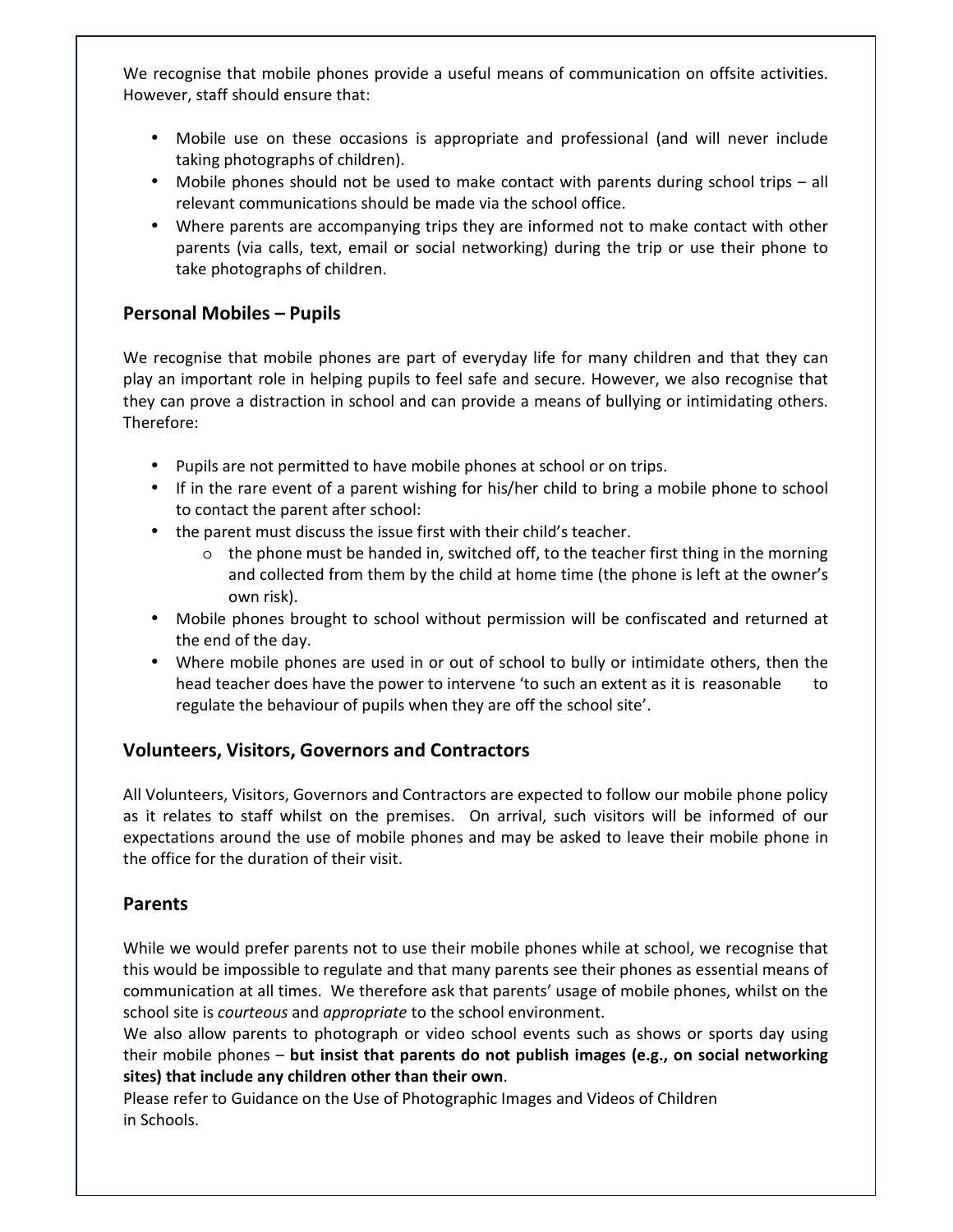We recognise that mobile phones provide a useful means of communication on offsite activities. However, staff should ensure that:

- Mobile use on these occasions is appropriate and professional (and will never include taking photographs of children).
- Mobile phones should not be used to make contact with parents during school trips – all relevant communications should be made via the school office.
- Where parents are accompanying trips they are informed not to make contact with other parents (via calls, text, email or social networking) during the trip or use their phone to take photographs of children.

## Personal Mobiles – Pupils

We recognise that mobile phones are part of everyday life for many children and that they can play an important role in helping pupils to feel safe and secure. However, we also recognise that they can prove a distraction in school and can provide a means of bullying or intimidating others. Therefore:

- Pupils are not permitted to have mobile phones at school or on trips.
- If in the rare event of a parent wishing for his/her child to bring a mobile phone to school to contact the parent after school:
- the parent must discuss the issue first with their child's teacher.
  - the phone must be handed in, switched off, to the teacher first thing in the morning and collected from them by the child at home time (the phone is left at the owner's own risk).
- Mobile phones brought to school without permission will be confiscated and returned at the end of the day.
- Where mobile phones are used in or out of school to bully or intimidate others, then the head teacher does have the power to intervene 'to such an extent as it is reasonable to regulate the behaviour of pupils when they are off the school site'.

## Volunteers, Visitors, Governors and Contractors

All Volunteers, Visitors, Governors and Contractors are expected to follow our mobile phone policy as it relates to staff whilst on the premises. On arrival, such visitors will be informed of our expectations around the use of mobile phones and may be asked to leave their mobile phone in the office for the duration of their visit.

## Parents

While we would prefer parents not to use their mobile phones while at school, we recognise that this would be impossible to regulate and that many parents see their phones as essential means of communication at all times. We therefore ask that parents' usage of mobile phones, whilst on the school site is *courteous* and *appropriate* to the school environment.

We also allow parents to photograph or video school events such as shows or sports day using their mobile phones – **but insist that parents do not publish images (e.g., on social networking sites) that include any children other than their own**.

Please refer to Guidance on the Use of Photographic Images and Videos of Children in Schools.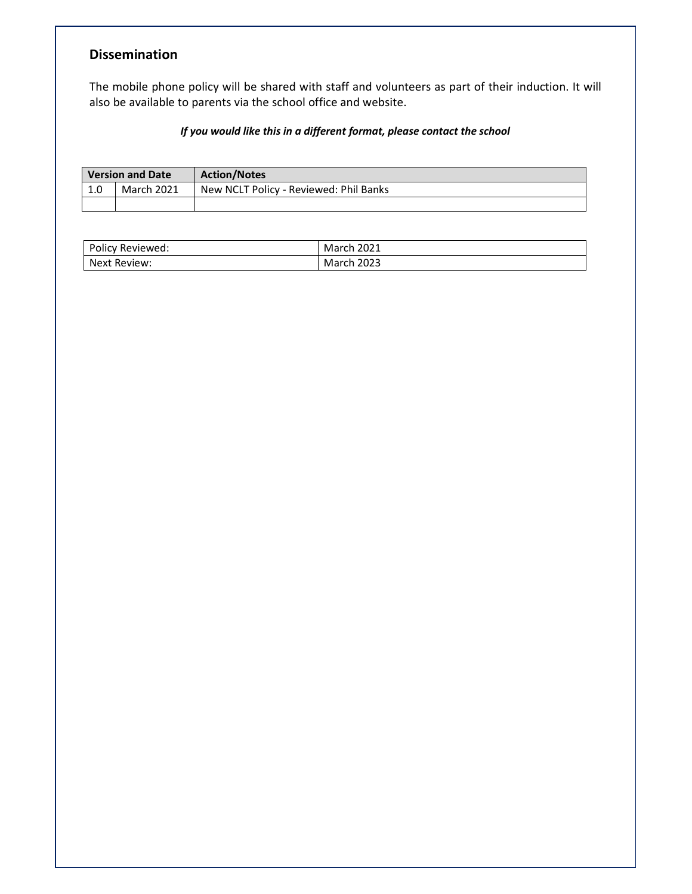## Dissemination

The mobile phone policy will be shared with staff and volunteers as part of their induction. It will also be available to parents via the school office and website.

***If you would like this in a different format, please contact the school***

| **Version and Date** | | **Action/Notes** |
|---|---|---|
| 1.0 | March 2021 | New NCLT Policy - Reviewed: Phil Banks |
| | | |

| | |
|---|---|
| Policy Reviewed: | March 2021 |
| Next Review: | March 2023 |